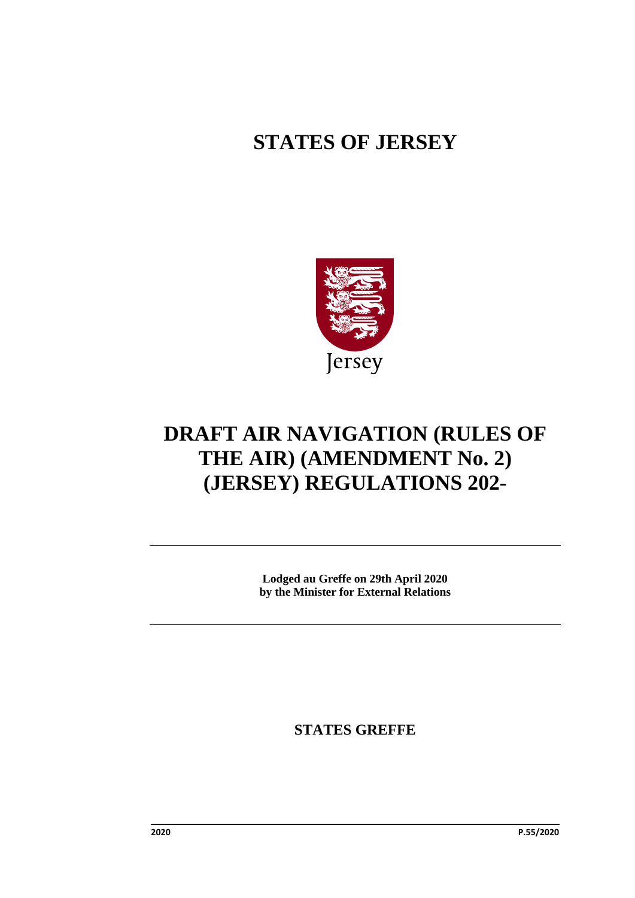# STATES OF JERSEY

Jersey

# DRAFT AIR NAVIGATION (RULES OF THE AIR) (AMENDMENT No. 2) (JERSEY) REGULATIONS 202-

**Lodged au Greffe on 29th April 2020**
**by the Minister for External Relations**

## STATES GREFFE

2020 P.55/2020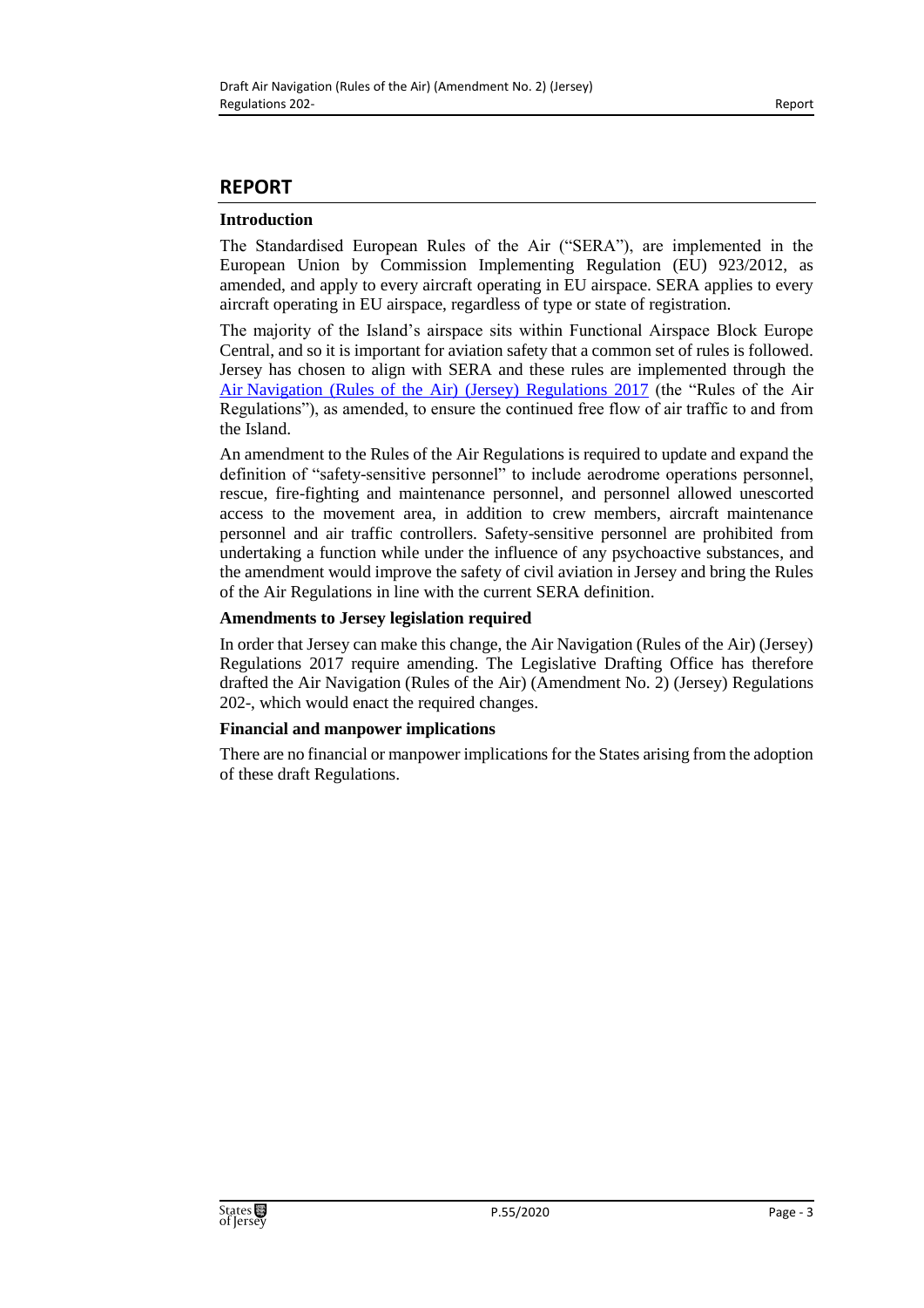## REPORT

**Introduction**

The Standardised European Rules of the Air ("SERA"), are implemented in the European Union by Commission Implementing Regulation (EU) 923/2012, as amended, and apply to every aircraft operating in EU airspace. SERA applies to every aircraft operating in EU airspace, regardless of type or state of registration.

The majority of the Island's airspace sits within Functional Airspace Block Europe Central, and so it is important for aviation safety that a common set of rules is followed. Jersey has chosen to align with SERA and these rules are implemented through the Air Navigation (Rules of the Air) (Jersey) Regulations 2017 (the "Rules of the Air Regulations"), as amended, to ensure the continued free flow of air traffic to and from the Island.

An amendment to the Rules of the Air Regulations is required to update and expand the definition of "safety-sensitive personnel" to include aerodrome operations personnel, rescue, fire-fighting and maintenance personnel, and personnel allowed unescorted access to the movement area, in addition to crew members, aircraft maintenance personnel and air traffic controllers. Safety-sensitive personnel are prohibited from undertaking a function while under the influence of any psychoactive substances, and the amendment would improve the safety of civil aviation in Jersey and bring the Rules of the Air Regulations in line with the current SERA definition.

**Amendments to Jersey legislation required**

In order that Jersey can make this change, the Air Navigation (Rules of the Air) (Jersey) Regulations 2017 require amending. The Legislative Drafting Office has therefore drafted the Air Navigation (Rules of the Air) (Amendment No. 2) (Jersey) Regulations 202-, which would enact the required changes.

**Financial and manpower implications**

There are no financial or manpower implications for the States arising from the adoption of these draft Regulations.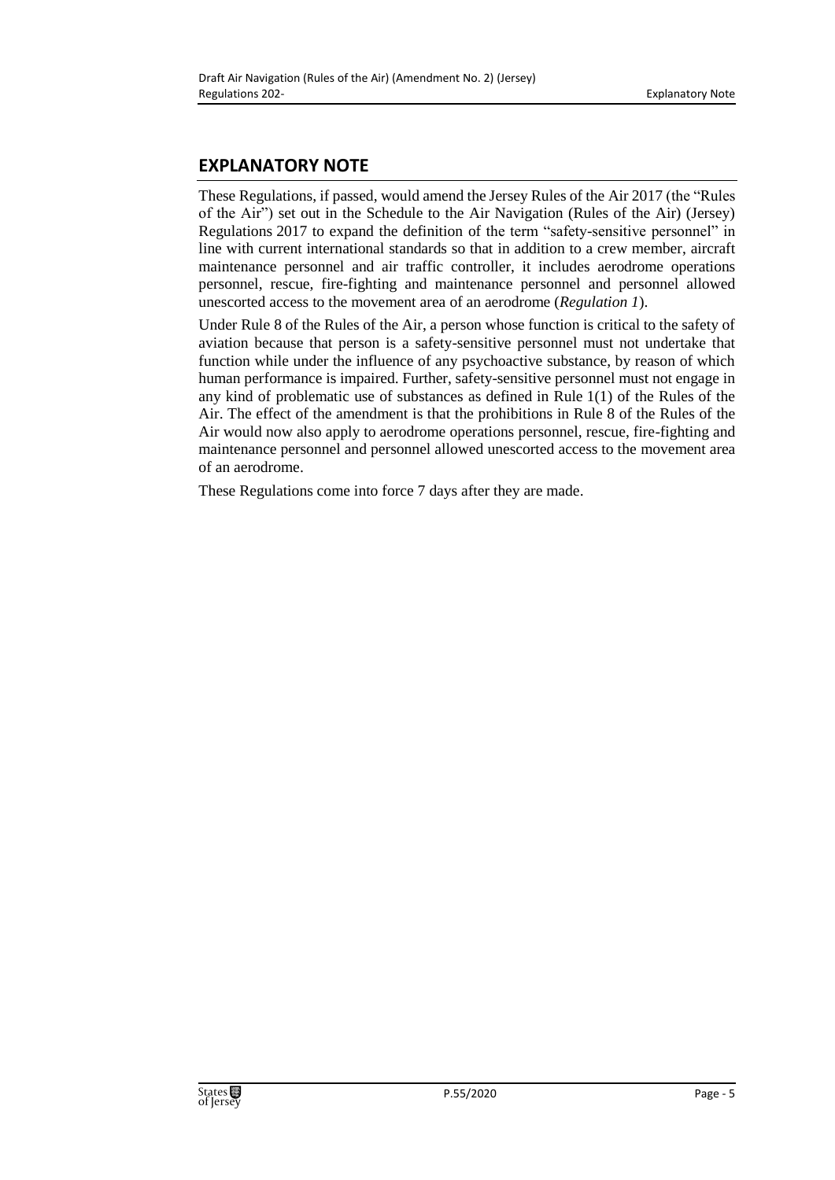## EXPLANATORY NOTE

These Regulations, if passed, would amend the Jersey Rules of the Air 2017 (the "Rules of the Air") set out in the Schedule to the Air Navigation (Rules of the Air) (Jersey) Regulations 2017 to expand the definition of the term "safety-sensitive personnel" in line with current international standards so that in addition to a crew member, aircraft maintenance personnel and air traffic controller, it includes aerodrome operations personnel, rescue, fire-fighting and maintenance personnel and personnel allowed unescorted access to the movement area of an aerodrome (*Regulation 1*).

Under Rule 8 of the Rules of the Air, a person whose function is critical to the safety of aviation because that person is a safety-sensitive personnel must not undertake that function while under the influence of any psychoactive substance, by reason of which human performance is impaired. Further, safety-sensitive personnel must not engage in any kind of problematic use of substances as defined in Rule 1(1) of the Rules of the Air. The effect of the amendment is that the prohibitions in Rule 8 of the Rules of the Air would now also apply to aerodrome operations personnel, rescue, fire-fighting and maintenance personnel and personnel allowed unescorted access to the movement area of an aerodrome.

These Regulations come into force 7 days after they are made.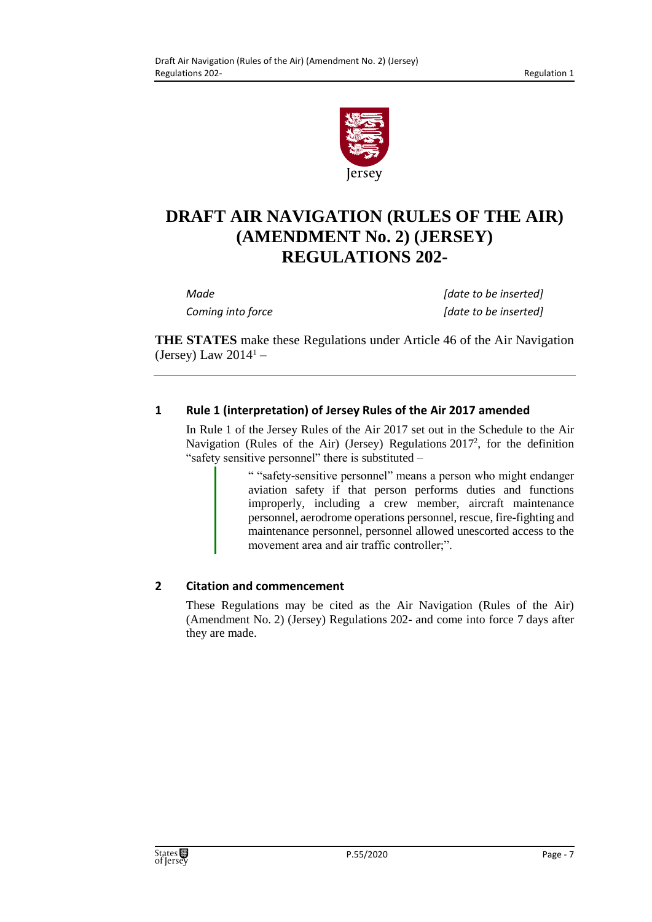# DRAFT AIR NAVIGATION (RULES OF THE AIR) (AMENDMENT No. 2) (JERSEY) REGULATIONS 202-

| | |
|---|---|
| *Made* | *[date to be inserted]* |
| *Coming into force* | *[date to be inserted]* |

**THE STATES** make these Regulations under Article 46 of the Air Navigation (Jersey) Law 2014[1] –

## 1 Rule 1 (interpretation) of Jersey Rules of the Air 2017 amended

In Rule 1 of the Jersey Rules of the Air 2017 set out in the Schedule to the Air Navigation (Rules of the Air) (Jersey) Regulations 2017[2], for the definition "safety sensitive personnel" there is substituted –

> " "safety-sensitive personnel" means a person who might endanger aviation safety if that person performs duties and functions improperly, including a crew member, aircraft maintenance personnel, aerodrome operations personnel, rescue, fire-fighting and maintenance personnel, personnel allowed unescorted access to the movement area and air traffic controller;".

## 2 Citation and commencement

These Regulations may be cited as the Air Navigation (Rules of the Air) (Amendment No. 2) (Jersey) Regulations 202- and come into force 7 days after they are made.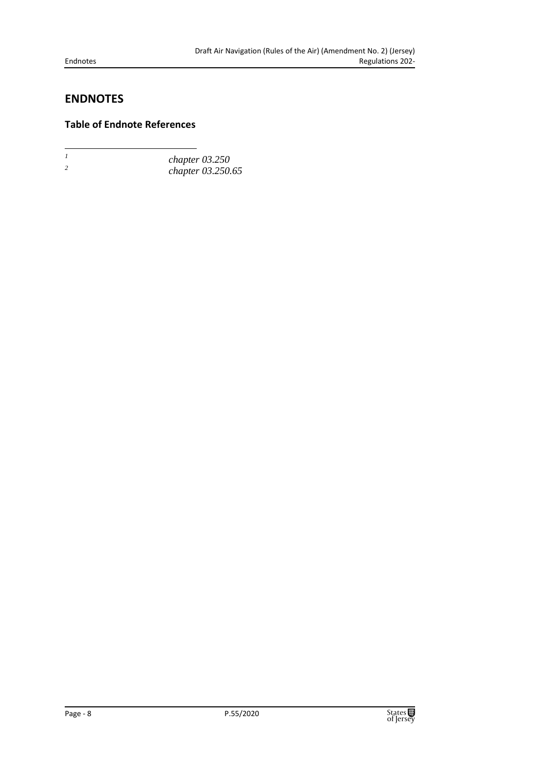## ENDNOTES

### Table of Endnote References

[1] *chapter 03.250*

[2] *chapter 03.250.65*